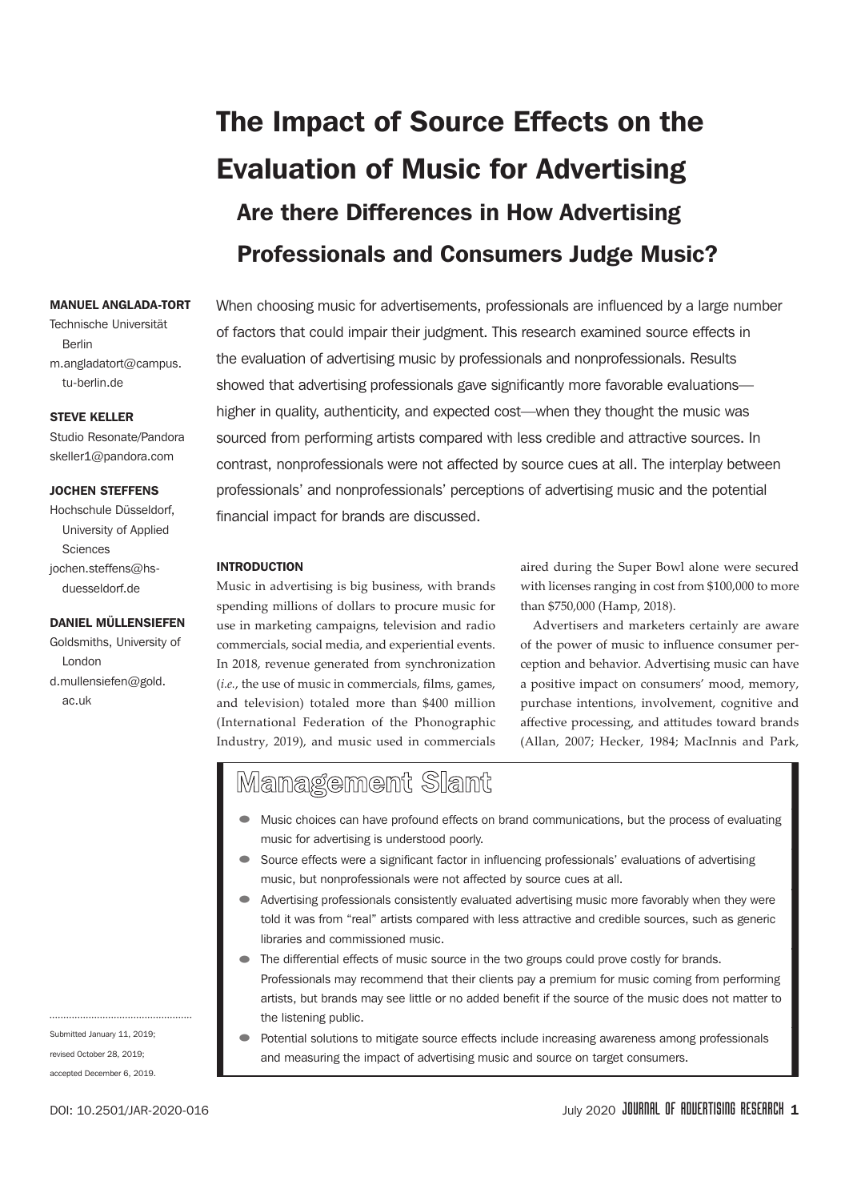# The Impact of Source Effects on the Evaluation of Music for Advertising

## Are there Differences in How Advertising Professionals and Consumers Judge Music?

**MANUEL ANGLADA-TORT**
Technische Universität Berlin
m.angladatort@campus.tu-berlin.de

**STEVE KELLER**
Studio Resonate/Pandora
skeller1@pandora.com

**JOCHEN STEFFENS**
Hochschule Düsseldorf, University of Applied Sciences
jochen.steffens@hs-duesseldorf.de

**DANIEL MÜLLENSIEFEN**
Goldsmiths, University of London
d.mullensiefen@gold.ac.uk

When choosing music for advertisements, professionals are influenced by a large number of factors that could impair their judgment. This research examined source effects in the evaluation of advertising music by professionals and nonprofessionals. Results showed that advertising professionals gave significantly more favorable evaluations—higher in quality, authenticity, and expected cost—when they thought the music was sourced from performing artists compared with less credible and attractive sources. In contrast, nonprofessionals were not affected by source cues at all. The interplay between professionals' and nonprofessionals' perceptions of advertising music and the potential financial impact for brands are discussed.

### INTRODUCTION

Music in advertising is big business, with brands spending millions of dollars to procure music for use in marketing campaigns, television and radio commercials, social media, and experiential events. In 2018, revenue generated from synchronization (*i.e.*, the use of music in commercials, films, games, and television) totaled more than $400 million (International Federation of the Phonographic Industry, 2019), and music used in commercials aired during the Super Bowl alone were secured with licenses ranging in cost from $100,000 to more than $750,000 (Hamp, 2018).

Advertisers and marketers certainly are aware of the power of music to influence consumer perception and behavior. Advertising music can have a positive impact on consumers' mood, memory, purchase intentions, involvement, cognitive and affective processing, and attitudes toward brands (Allan, 2007; Hecker, 1984; MacInnis and Park,

## Management Slant

- Music choices can have profound effects on brand communications, but the process of evaluating music for advertising is understood poorly.
- Source effects were a significant factor in influencing professionals' evaluations of advertising music, but nonprofessionals were not affected by source cues at all.
- Advertising professionals consistently evaluated advertising music more favorably when they were told it was from "real" artists compared with less attractive and credible sources, such as generic libraries and commissioned music.
- The differential effects of music source in the two groups could prove costly for brands. Professionals may recommend that their clients pay a premium for music coming from performing artists, but brands may see little or no added benefit if the source of the music does not matter to the listening public.
- Potential solutions to mitigate source effects include increasing awareness among professionals and measuring the impact of advertising music and source on target consumers.

Submitted January 11, 2019;
revised October 28, 2019;
accepted December 6, 2019.

DOI: 10.2501/JAR-2020-016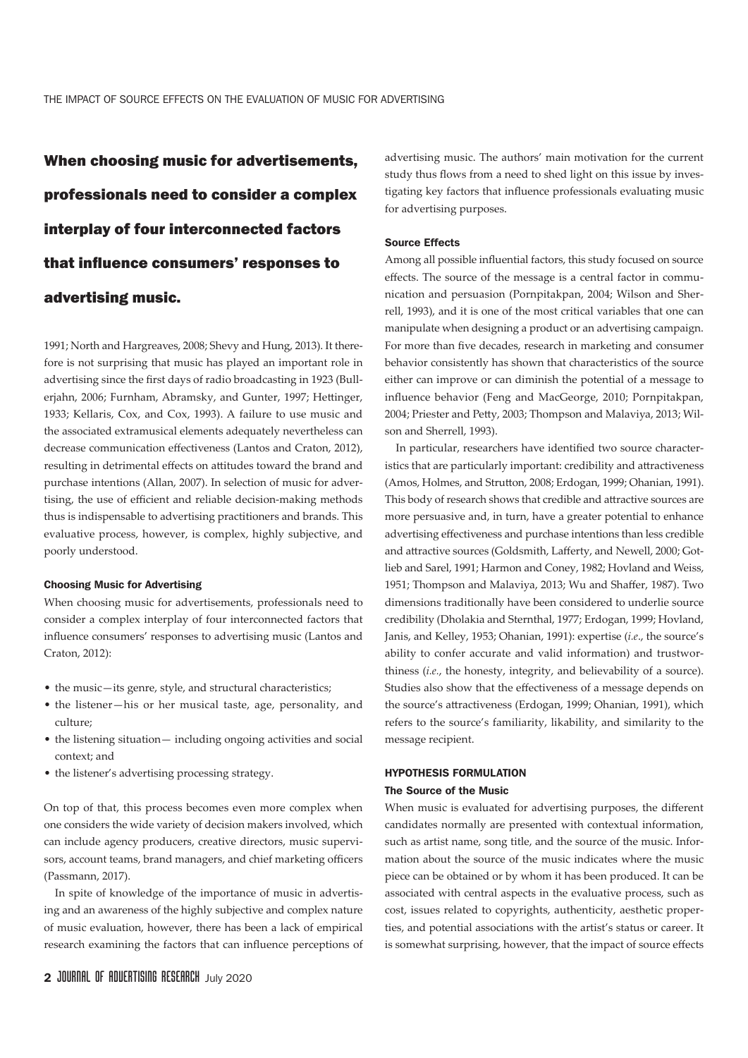**When choosing music for advertisements, professionals need to consider a complex interplay of four interconnected factors that influence consumers' responses to advertising music.**

1991; North and Hargreaves, 2008; Shevy and Hung, 2013). It therefore is not surprising that music has played an important role in advertising since the first days of radio broadcasting in 1923 (Bullerjahn, 2006; Furnham, Abramsky, and Gunter, 1997; Hettinger, 1933; Kellaris, Cox, and Cox, 1993). A failure to use music and the associated extramusical elements adequately nevertheless can decrease communication effectiveness (Lantos and Craton, 2012), resulting in detrimental effects on attitudes toward the brand and purchase intentions (Allan, 2007). In selection of music for advertising, the use of efficient and reliable decision-making methods thus is indispensable to advertising practitioners and brands. This evaluative process, however, is complex, highly subjective, and poorly understood.

### Choosing Music for Advertising

When choosing music for advertisements, professionals need to consider a complex interplay of four interconnected factors that influence consumers' responses to advertising music (Lantos and Craton, 2012):

- the music—its genre, style, and structural characteristics;
- the listener—his or her musical taste, age, personality, and culture;
- the listening situation— including ongoing activities and social context; and
- the listener's advertising processing strategy.

On top of that, this process becomes even more complex when one considers the wide variety of decision makers involved, which can include agency producers, creative directors, music supervisors, account teams, brand managers, and chief marketing officers (Passmann, 2017).

In spite of knowledge of the importance of music in advertising and an awareness of the highly subjective and complex nature of music evaluation, however, there has been a lack of empirical research examining the factors that can influence perceptions of advertising music. The authors' main motivation for the current study thus flows from a need to shed light on this issue by investigating key factors that influence professionals evaluating music for advertising purposes.

### Source Effects

Among all possible influential factors, this study focused on source effects. The source of the message is a central factor in communication and persuasion (Pornpitakpan, 2004; Wilson and Sherrell, 1993), and it is one of the most critical variables that one can manipulate when designing a product or an advertising campaign. For more than five decades, research in marketing and consumer behavior consistently has shown that characteristics of the source either can improve or can diminish the potential of a message to influence behavior (Feng and MacGeorge, 2010; Pornpitakpan, 2004; Priester and Petty, 2003; Thompson and Malaviya, 2013; Wilson and Sherrell, 1993).

In particular, researchers have identified two source characteristics that are particularly important: credibility and attractiveness (Amos, Holmes, and Strutton, 2008; Erdogan, 1999; Ohanian, 1991). This body of research shows that credible and attractive sources are more persuasive and, in turn, have a greater potential to enhance advertising effectiveness and purchase intentions than less credible and attractive sources (Goldsmith, Lafferty, and Newell, 2000; Gotlieb and Sarel, 1991; Harmon and Coney, 1982; Hovland and Weiss, 1951; Thompson and Malaviya, 2013; Wu and Shaffer, 1987). Two dimensions traditionally have been considered to underlie source credibility (Dholakia and Sternthal, 1977; Erdogan, 1999; Hovland, Janis, and Kelley, 1953; Ohanian, 1991): expertise (*i.e.*, the source's ability to confer accurate and valid information) and trustworthiness (*i.e.*, the honesty, integrity, and believability of a source). Studies also show that the effectiveness of a message depends on the source's attractiveness (Erdogan, 1999; Ohanian, 1991), which refers to the source's familiarity, likability, and similarity to the message recipient.

## HYPOTHESIS FORMULATION

### The Source of the Music

When music is evaluated for advertising purposes, the different candidates normally are presented with contextual information, such as artist name, song title, and the source of the music. Information about the source of the music indicates where the music piece can be obtained or by whom it has been produced. It can be associated with central aspects in the evaluative process, such as cost, issues related to copyrights, authenticity, aesthetic properties, and potential associations with the artist's status or career. It is somewhat surprising, however, that the impact of source effects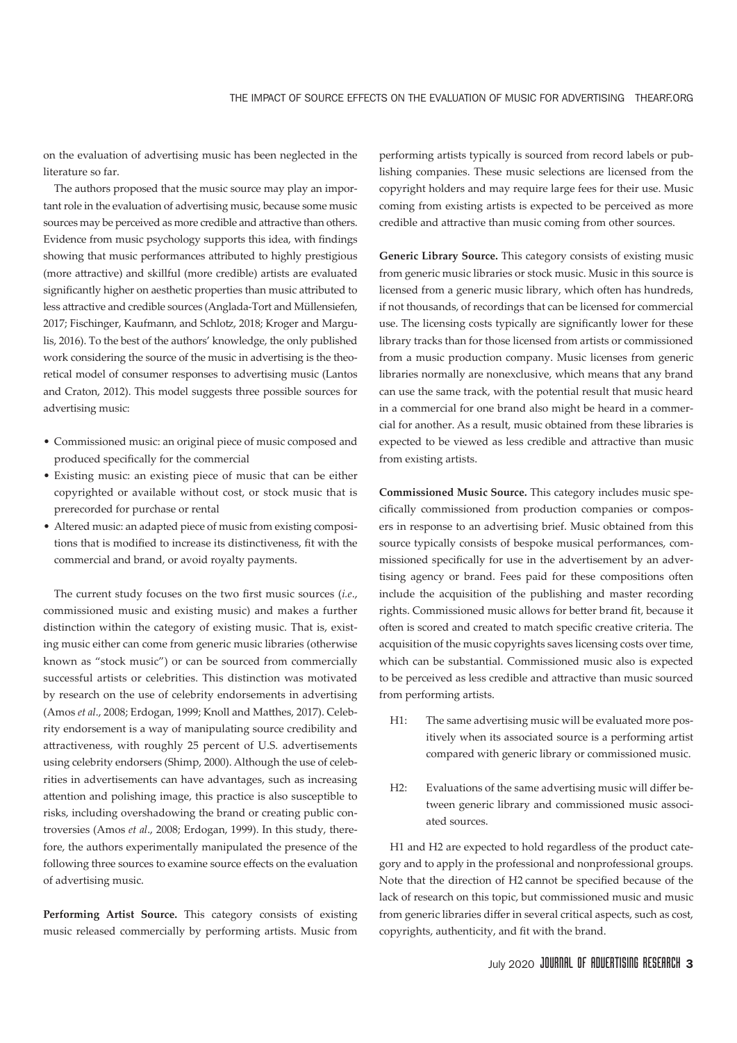on the evaluation of advertising music has been neglected in the literature so far.

The authors proposed that the music source may play an important role in the evaluation of advertising music, because some music sources may be perceived as more credible and attractive than others. Evidence from music psychology supports this idea, with findings showing that music performances attributed to highly prestigious (more attractive) and skillful (more credible) artists are evaluated significantly higher on aesthetic properties than music attributed to less attractive and credible sources (Anglada-Tort and Müllensiefen, 2017; Fischinger, Kaufmann, and Schlotz, 2018; Kroger and Margulis, 2016). To the best of the authors' knowledge, the only published work considering the source of the music in advertising is the theoretical model of consumer responses to advertising music (Lantos and Craton, 2012). This model suggests three possible sources for advertising music:

- Commissioned music: an original piece of music composed and produced specifically for the commercial
- Existing music: an existing piece of music that can be either copyrighted or available without cost, or stock music that is prerecorded for purchase or rental
- Altered music: an adapted piece of music from existing compositions that is modified to increase its distinctiveness, fit with the commercial and brand, or avoid royalty payments.

The current study focuses on the two first music sources (*i.e.*, commissioned music and existing music) and makes a further distinction within the category of existing music. That is, existing music either can come from generic music libraries (otherwise known as "stock music") or can be sourced from commercially successful artists or celebrities. This distinction was motivated by research on the use of celebrity endorsements in advertising (Amos *et al*., 2008; Erdogan, 1999; Knoll and Matthes, 2017). Celebrity endorsement is a way of manipulating source credibility and attractiveness, with roughly 25 percent of U.S. advertisements using celebrity endorsers (Shimp, 2000). Although the use of celebrities in advertisements can have advantages, such as increasing attention and polishing image, this practice is also susceptible to risks, including overshadowing the brand or creating public controversies (Amos *et al*., 2008; Erdogan, 1999). In this study, therefore, the authors experimentally manipulated the presence of the following three sources to examine source effects on the evaluation of advertising music.

**Performing Artist Source.** This category consists of existing music released commercially by performing artists. Music from performing artists typically is sourced from record labels or publishing companies. These music selections are licensed from the copyright holders and may require large fees for their use. Music coming from existing artists is expected to be perceived as more credible and attractive than music coming from other sources.

**Generic Library Source.** This category consists of existing music from generic music libraries or stock music. Music in this source is licensed from a generic music library, which often has hundreds, if not thousands, of recordings that can be licensed for commercial use. The licensing costs typically are significantly lower for these library tracks than for those licensed from artists or commissioned from a music production company. Music licenses from generic libraries normally are nonexclusive, which means that any brand can use the same track, with the potential result that music heard in a commercial for one brand also might be heard in a commercial for another. As a result, music obtained from these libraries is expected to be viewed as less credible and attractive than music from existing artists.

**Commissioned Music Source.** This category includes music specifically commissioned from production companies or composers in response to an advertising brief. Music obtained from this source typically consists of bespoke musical performances, commissioned specifically for use in the advertisement by an advertising agency or brand. Fees paid for these compositions often include the acquisition of the publishing and master recording rights. Commissioned music allows for better brand fit, because it often is scored and created to match specific creative criteria. The acquisition of the music copyrights saves licensing costs over time, which can be substantial. Commissioned music also is expected to be perceived as less credible and attractive than music sourced from performing artists.

H1: The same advertising music will be evaluated more positively when its associated source is a performing artist compared with generic library or commissioned music.

H2: Evaluations of the same advertising music will differ between generic library and commissioned music associated sources.

H1 and H2 are expected to hold regardless of the product category and to apply in the professional and nonprofessional groups. Note that the direction of H2 cannot be specified because of the lack of research on this topic, but commissioned music and music from generic libraries differ in several critical aspects, such as cost, copyrights, authenticity, and fit with the brand.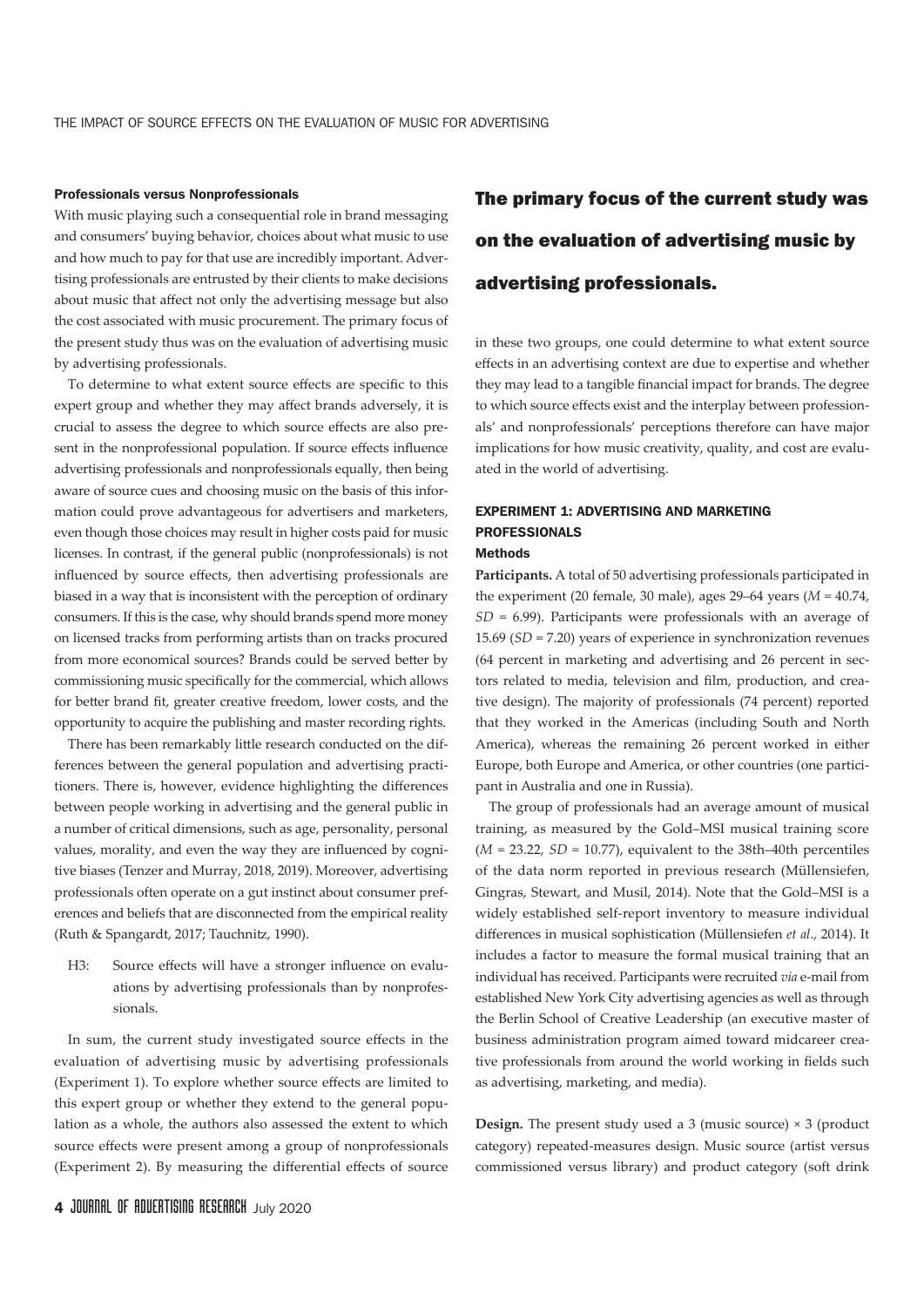### Professionals versus Nonprofessionals

With music playing such a consequential role in brand messaging and consumers' buying behavior, choices about what music to use and how much to pay for that use are incredibly important. Advertising professionals are entrusted by their clients to make decisions about music that affect not only the advertising message but also the cost associated with music procurement. The primary focus of the present study thus was on the evaluation of advertising music by advertising professionals.

To determine to what extent source effects are specific to this expert group and whether they may affect brands adversely, it is crucial to assess the degree to which source effects are also present in the nonprofessional population. If source effects influence advertising professionals and nonprofessionals equally, then being aware of source cues and choosing music on the basis of this information could prove advantageous for advertisers and marketers, even though those choices may result in higher costs paid for music licenses. In contrast, if the general public (nonprofessionals) is not influenced by source effects, then advertising professionals are biased in a way that is inconsistent with the perception of ordinary consumers. If this is the case, why should brands spend more money on licensed tracks from performing artists than on tracks procured from more economical sources? Brands could be served better by commissioning music specifically for the commercial, which allows for better brand fit, greater creative freedom, lower costs, and the opportunity to acquire the publishing and master recording rights.

There has been remarkably little research conducted on the differences between the general population and advertising practitioners. There is, however, evidence highlighting the differences between people working in advertising and the general public in a number of critical dimensions, such as age, personality, personal values, morality, and even the way they are influenced by cognitive biases (Tenzer and Murray, 2018, 2019). Moreover, advertising professionals often operate on a gut instinct about consumer preferences and beliefs that are disconnected from the empirical reality (Ruth & Spangardt, 2017; Tauchnitz, 1990).

> H3: Source effects will have a stronger influence on evaluations by advertising professionals than by nonprofessionals.

In sum, the current study investigated source effects in the evaluation of advertising music by advertising professionals (Experiment 1). To explore whether source effects are limited to this expert group or whether they extend to the general population as a whole, the authors also assessed the extent to which source effects were present among a group of nonprofessionals (Experiment 2). By measuring the differential effects of source in these two groups, one could determine to what extent source effects in an advertising context are due to expertise and whether they may lead to a tangible financial impact for brands. The degree to which source effects exist and the interplay between professionals' and nonprofessionals' perceptions therefore can have major implications for how music creativity, quality, and cost are evaluated in the world of advertising.

**The primary focus of the current study was on the evaluation of advertising music by advertising professionals.**

## EXPERIMENT 1: ADVERTISING AND MARKETING PROFESSIONALS

### Methods

**Participants.** A total of 50 advertising professionals participated in the experiment (20 female, 30 male), ages 29–64 years ($M$ = 40.74, $SD$ = 6.99). Participants were professionals with an average of 15.69 ($SD$ = 7.20) years of experience in synchronization revenues (64 percent in marketing and advertising and 26 percent in sectors related to media, television and film, production, and creative design). The majority of professionals (74 percent) reported that they worked in the Americas (including South and North America), whereas the remaining 26 percent worked in either Europe, both Europe and America, or other countries (one participant in Australia and one in Russia).

The group of professionals had an average amount of musical training, as measured by the Gold–MSI musical training score ($M$ = 23.22, $SD$ = 10.77), equivalent to the 38th–40th percentiles of the data norm reported in previous research (Müllensiefen, Gingras, Stewart, and Musil, 2014). Note that the Gold–MSI is a widely established self-report inventory to measure individual differences in musical sophistication (Müllensiefen *et al*., 2014). It includes a factor to measure the formal musical training that an individual has received. Participants were recruited *via* e-mail from established New York City advertising agencies as well as through the Berlin School of Creative Leadership (an executive master of business administration program aimed toward midcareer creative professionals from around the world working in fields such as advertising, marketing, and media).

**Design.** The present study used a 3 (music source) × 3 (product category) repeated-measures design. Music source (artist versus commissioned versus library) and product category (soft drink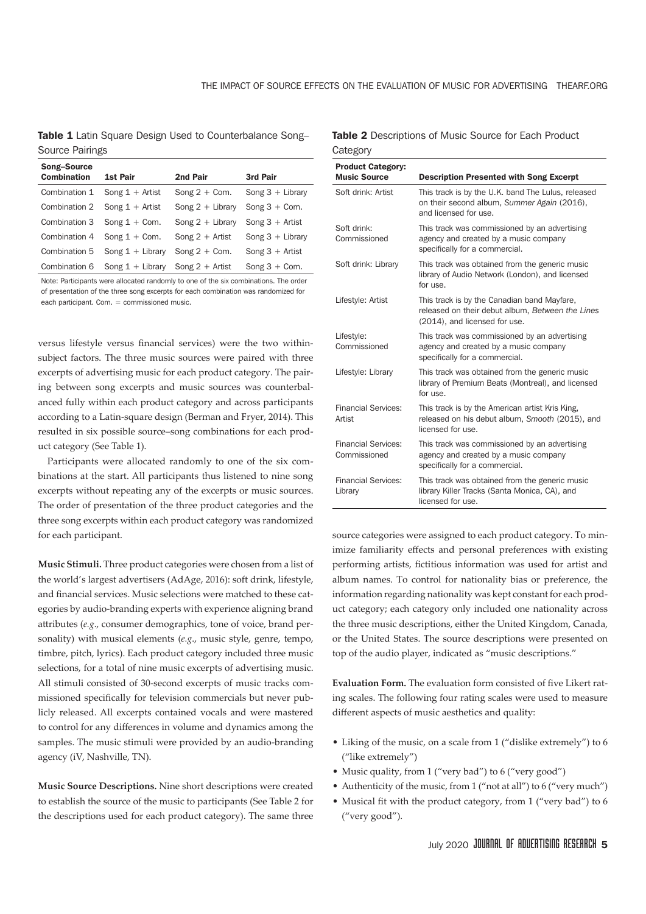**Table 1** Latin Square Design Used to Counterbalance Song–Source Pairings

| Song–Source Combination | 1st Pair | 2nd Pair | 3rd Pair |
|---|---|---|---|
| Combination 1 | Song 1 + Artist | Song 2 + Com. | Song 3 + Library |
| Combination 2 | Song 1 + Artist | Song 2 + Library | Song 3 + Com. |
| Combination 3 | Song 1 + Com. | Song 2 + Library | Song 3 + Artist |
| Combination 4 | Song 1 + Com. | Song 2 + Artist | Song 3 + Library |
| Combination 5 | Song 1 + Library | Song 2 + Com. | Song 3 + Artist |
| Combination 6 | Song 1 + Library | Song 2 + Artist | Song 3 + Com. |

Note: Participants were allocated randomly to one of the six combinations. The order of presentation of the three song excerpts for each combination was randomized for each participant. Com. = commissioned music.

versus lifestyle versus financial services) were the two within-subject factors. The three music sources were paired with three excerpts of advertising music for each product category. The pairing between song excerpts and music sources was counterbalanced fully within each product category and across participants according to a Latin-square design (Berman and Fryer, 2014). This resulted in six possible source–song combinations for each product category (See Table 1).

Participants were allocated randomly to one of the six combinations at the start. All participants thus listened to nine song excerpts without repeating any of the excerpts or music sources. The order of presentation of the three product categories and the three song excerpts within each product category was randomized for each participant.

**Music Stimuli.** Three product categories were chosen from a list of the world's largest advertisers (AdAge, 2016): soft drink, lifestyle, and financial services. Music selections were matched to these categories by audio-branding experts with experience aligning brand attributes (*e.g*., consumer demographics, tone of voice, brand personality) with musical elements (*e.g*., music style, genre, tempo, timbre, pitch, lyrics). Each product category included three music selections, for a total of nine music excerpts of advertising music. All stimuli consisted of 30-second excerpts of music tracks commissioned specifically for television commercials but never publicly released. All excerpts contained vocals and were mastered to control for any differences in volume and dynamics among the samples. The music stimuli were provided by an audio-branding agency (iV, Nashville, TN).

**Music Source Descriptions.** Nine short descriptions were created to establish the source of the music to participants (See Table 2 for the descriptions used for each product category). The same three source categories were assigned to each product category. To minimize familiarity effects and personal preferences with existing performing artists, fictitious information was used for artist and album names. To control for nationality bias or preference, the information regarding nationality was kept constant for each product category; each category only included one nationality across the three music descriptions, either the United Kingdom, Canada, or the United States. The source descriptions were presented on top of the audio player, indicated as "music descriptions."

**Table 2** Descriptions of Music Source for Each Product Category

| Product Category: Music Source | Description Presented with Song Excerpt |
|---|---|
| Soft drink: Artist | This track is by the U.K. band The Lulus, released on their second album, *Summer Again* (2016), and licensed for use. |
| Soft drink: Commissioned | This track was commissioned by an advertising agency and created by a music company specifically for a commercial. |
| Soft drink: Library | This track was obtained from the generic music library of Audio Network (London), and licensed for use. |
| Lifestyle: Artist | This track is by the Canadian band Mayfare, released on their debut album, *Between the Lines* (2014), and licensed for use. |
| Lifestyle: Commissioned | This track was commissioned by an advertising agency and created by a music company specifically for a commercial. |
| Lifestyle: Library | This track was obtained from the generic music library of Premium Beats (Montreal), and licensed for use. |
| Financial Services: Artist | This track is by the American artist Kris King, released on his debut album, *Smooth* (2015), and licensed for use. |
| Financial Services: Commissioned | This track was commissioned by an advertising agency and created by a music company specifically for a commercial. |
| Financial Services: Library | This track was obtained from the generic music library Killer Tracks (Santa Monica, CA), and licensed for use. |

**Evaluation Form.** The evaluation form consisted of five Likert rating scales. The following four rating scales were used to measure different aspects of music aesthetics and quality:

- Liking of the music, on a scale from 1 ("dislike extremely") to 6 ("like extremely")
- Music quality, from 1 ("very bad") to 6 ("very good")
- Authenticity of the music, from 1 ("not at all") to 6 ("very much")
- Musical fit with the product category, from 1 ("very bad") to 6 ("very good").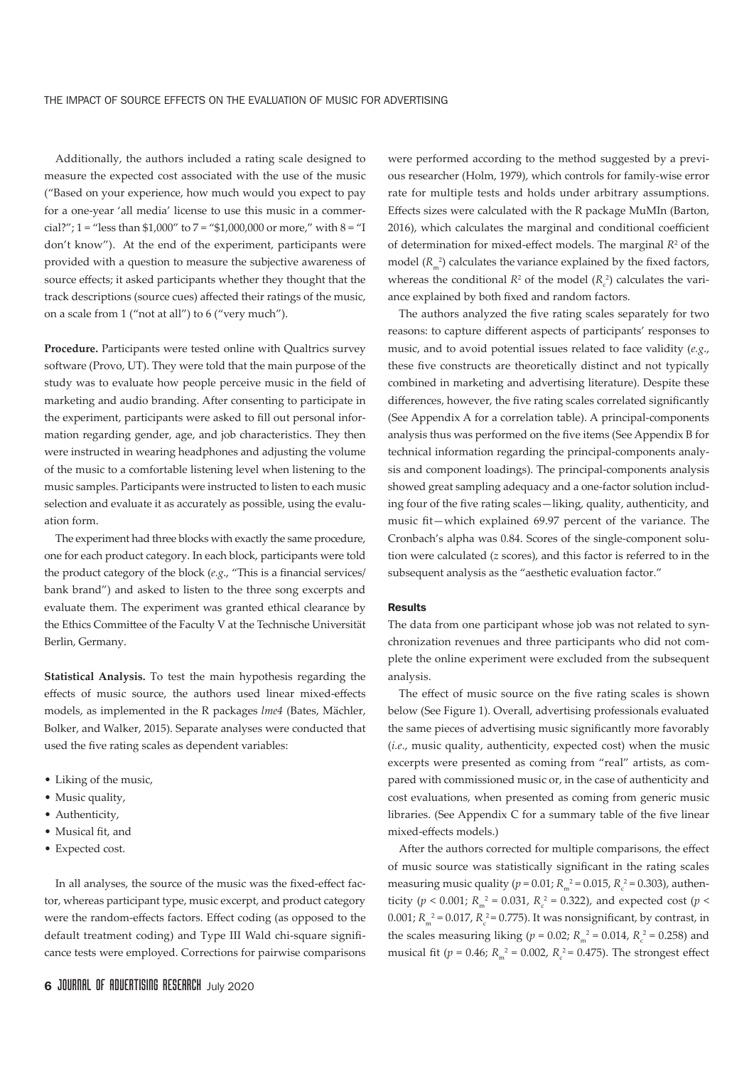Additionally, the authors included a rating scale designed to measure the expected cost associated with the use of the music ("Based on your experience, how much would you expect to pay for a one-year 'all media' license to use this music in a commercial?"; 1 = "less than $1,000" to 7 = "$1,000,000 or more," with 8 = "I don't know"). At the end of the experiment, participants were provided with a question to measure the subjective awareness of source effects; it asked participants whether they thought that the track descriptions (source cues) affected their ratings of the music, on a scale from 1 ("not at all") to 6 ("very much").

**Procedure.** Participants were tested online with Qualtrics survey software (Provo, UT). They were told that the main purpose of the study was to evaluate how people perceive music in the field of marketing and audio branding. After consenting to participate in the experiment, participants were asked to fill out personal information regarding gender, age, and job characteristics. They then were instructed in wearing headphones and adjusting the volume of the music to a comfortable listening level when listening to the music samples. Participants were instructed to listen to each music selection and evaluate it as accurately as possible, using the evaluation form.

The experiment had three blocks with exactly the same procedure, one for each product category. In each block, participants were told the product category of the block (*e.g.*, "This is a financial services/bank brand") and asked to listen to the three song excerpts and evaluate them. The experiment was granted ethical clearance by the Ethics Committee of the Faculty V at the Technische Universität Berlin, Germany.

**Statistical Analysis.** To test the main hypothesis regarding the effects of music source, the authors used linear mixed-effects models, as implemented in the R packages *lme4* (Bates, Mächler, Bolker, and Walker, 2015). Separate analyses were conducted that used the five rating scales as dependent variables:

- Liking of the music,
- Music quality,
- Authenticity,
- Musical fit, and
- Expected cost.

In all analyses, the source of the music was the fixed-effect factor, whereas participant type, music excerpt, and product category were the random-effects factors. Effect coding (as opposed to the default treatment coding) and Type III Wald chi-square significance tests were employed. Corrections for pairwise comparisons were performed according to the method suggested by a previous researcher (Holm, 1979), which controls for family-wise error rate for multiple tests and holds under arbitrary assumptions. Effects sizes were calculated with the R package MuMIn (Barton, 2016), which calculates the marginal and conditional coefficient of determination for mixed-effect models. The marginal $R^2$ of the model ($R_m^2$) calculates the variance explained by the fixed factors, whereas the conditional $R^2$ of the model ($R_c^2$) calculates the variance explained by both fixed and random factors.

The authors analyzed the five rating scales separately for two reasons: to capture different aspects of participants' responses to music, and to avoid potential issues related to face validity (*e.g.*, these five constructs are theoretically distinct and not typically combined in marketing and advertising literature). Despite these differences, however, the five rating scales correlated significantly (See Appendix A for a correlation table). A principal-components analysis thus was performed on the five items (See Appendix B for technical information regarding the principal-components analysis and component loadings). The principal-components analysis showed great sampling adequacy and a one-factor solution including four of the five rating scales—liking, quality, authenticity, and music fit—which explained 69.97 percent of the variance. The Cronbach's alpha was 0.84. Scores of the single-component solution were calculated (*z* scores), and this factor is referred to in the subsequent analysis as the "aesthetic evaluation factor."

## Results

The data from one participant whose job was not related to synchronization revenues and three participants who did not complete the online experiment were excluded from the subsequent analysis.

The effect of music source on the five rating scales is shown below (See Figure 1). Overall, advertising professionals evaluated the same pieces of advertising music significantly more favorably (*i.e.*, music quality, authenticity, expected cost) when the music excerpts were presented as coming from "real" artists, as compared with commissioned music or, in the case of authenticity and cost evaluations, when presented as coming from generic music libraries. (See Appendix C for a summary table of the five linear mixed-effects models.)

After the authors corrected for multiple comparisons, the effect of music source was statistically significant in the rating scales measuring music quality ($p = 0.01$; $R_m^2 = 0.015$, $R_c^2 = 0.303$), authenticity ($p < 0.001$; $R_m^2 = 0.031$, $R_c^2 = 0.322$), and expected cost ($p < 0.001$; $R_m^2 = 0.017$, $R_c^2 = 0.775$). It was nonsignificant, by contrast, in the scales measuring liking ($p = 0.02$; $R_m^2 = 0.014$, $R_c^2 = 0.258$) and musical fit ($p = 0.46$; $R_m^2 = 0.002$, $R_c^2 = 0.475$). The strongest effect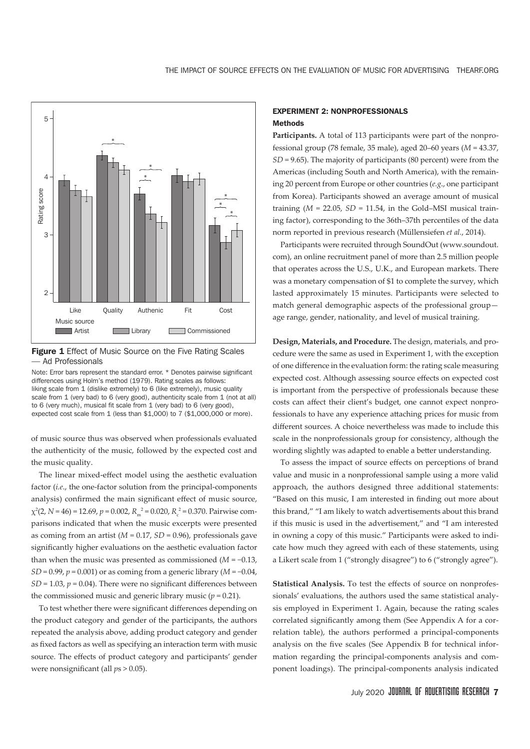**Figure 1** Effect of Music Source on the Five Rating Scales — Ad Professionals

Note: Error bars represent the standard error. * Denotes pairwise significant differences using Holm's method (1979). Rating scales as follows: liking scale from 1 (dislike extremely) to 6 (like extremely), music quality scale from 1 (very bad) to 6 (very good), authenticity scale from 1 (not at all) to 6 (very much), musical fit scale from 1 (very bad) to 6 (very good), expected cost scale from 1 (less than $1,000) to 7 ($1,000,000 or more).

of music source thus was observed when professionals evaluated the authenticity of the music, followed by the expected cost and the music quality.

The linear mixed-effect model using the aesthetic evaluation factor (*i.e.*, the one-factor solution from the principal-components analysis) confirmed the main significant effect of music source, $\chi^2(2, N = 46) = 12.69$, $p = 0.002$, $R_m^2 = 0.020$, $R_c^2 = 0.370$. Pairwise comparisons indicated that when the music excerpts were presented as coming from an artist ($M = 0.17$, $SD = 0.96$), professionals gave significantly higher evaluations on the aesthetic evaluation factor than when the music was presented as commissioned ($M = -0.13$, $SD = 0.99$, $p = 0.001$) or as coming from a generic library ($M = -0.04$, $SD = 1.03$, $p = 0.04$). There were no significant differences between the commissioned music and generic library music ($p = 0.21$).

To test whether there were significant differences depending on the product category and gender of the participants, the authors repeated the analysis above, adding product category and gender as fixed factors as well as specifying an interaction term with music source. The effects of product category and participants' gender were nonsignificant (all $p$s > 0.05).

## EXPERIMENT 2: NONPROFESSIONALS

### Methods

**Participants.** A total of 113 participants were part of the nonprofessional group (78 female, 35 male), aged 20–60 years ($M = 43.37$, $SD = 9.65$). The majority of participants (80 percent) were from the Americas (including South and North America), with the remaining 20 percent from Europe or other countries (*e.g.*, one participant from Korea). Participants showed an average amount of musical training ($M = 22.05$, $SD = 11.54$, in the Gold–MSI musical training factor), corresponding to the 36th–37th percentiles of the data norm reported in previous research (Müllensiefen *et al.*, 2014).

Participants were recruited through SoundOut (www.soundout.com), an online recruitment panel of more than 2.5 million people that operates across the U.S., U.K., and European markets. There was a monetary compensation of $1 to complete the survey, which lasted approximately 15 minutes. Participants were selected to match general demographic aspects of the professional group—age range, gender, nationality, and level of musical training.

**Design, Materials, and Procedure.** The design, materials, and procedure were the same as used in Experiment 1, with the exception of one difference in the evaluation form: the rating scale measuring expected cost. Although assessing source effects on expected cost is important from the perspective of professionals because these costs can affect their client's budget, one cannot expect nonprofessionals to have any experience attaching prices for music from different sources. A choice nevertheless was made to include this scale in the nonprofessionals group for consistency, although the wording slightly was adapted to enable a better understanding.

To assess the impact of source effects on perceptions of brand value and music in a nonprofessional sample using a more valid approach, the authors designed three additional statements: "Based on this music, I am interested in finding out more about this brand," "I am likely to watch advertisements about this brand if this music is used in the advertisement," and "I am interested in owning a copy of this music." Participants were asked to indicate how much they agreed with each of these statements, using a Likert scale from 1 ("strongly disagree") to 6 ("strongly agree").

**Statistical Analysis.** To test the effects of source on nonprofessionals' evaluations, the authors used the same statistical analysis employed in Experiment 1. Again, because the rating scales correlated significantly among them (See Appendix A for a correlation table), the authors performed a principal-components analysis on the five scales (See Appendix B for technical information regarding the principal-components analysis and component loadings). The principal-components analysis indicated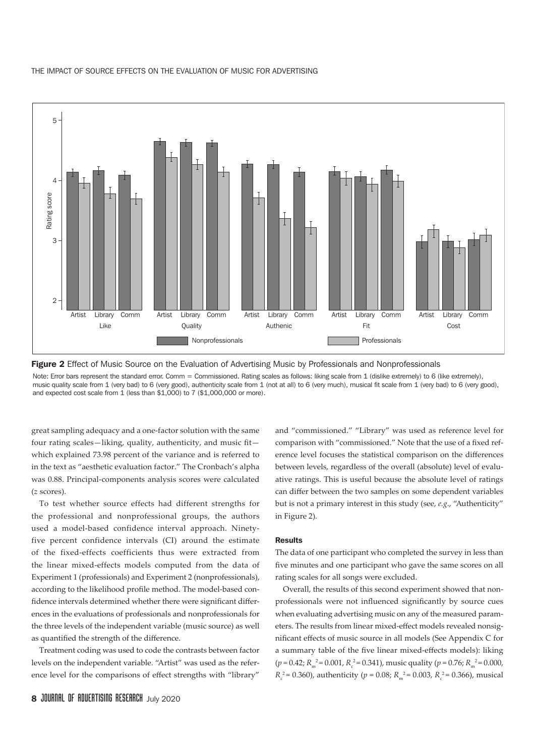**Figure 2** Effect of Music Source on the Evaluation of Advertising Music by Professionals and Nonprofessionals

Note: Error bars represent the standard error. Comm = Commissioned. Rating scales as follows: liking scale from 1 (dislike extremely) to 6 (like extremely), music quality scale from 1 (very bad) to 6 (very good), authenticity scale from 1 (not at all) to 6 (very much), musical fit scale from 1 (very bad) to 6 (very good), and expected cost scale from 1 (less than $1,000) to 7 ($1,000,000 or more).

great sampling adequacy and a one-factor solution with the same four rating scales—liking, quality, authenticity, and music fit—which explained 73.98 percent of the variance and is referred to in the text as "aesthetic evaluation factor." The Cronbach's alpha was 0.88. Principal-components analysis scores were calculated (*z* scores).

To test whether source effects had different strengths for the professional and nonprofessional groups, the authors used a model-based confidence interval approach. Ninety-five percent confidence intervals (CI) around the estimate of the fixed-effects coefficients thus were extracted from the linear mixed-effects models computed from the data of Experiment 1 (professionals) and Experiment 2 (nonprofessionals), according to the likelihood profile method. The model-based confidence intervals determined whether there were significant differences in the evaluations of professionals and nonprofessionals for the three levels of the independent variable (music source) as well as quantified the strength of the difference.

Treatment coding was used to code the contrasts between factor levels on the independent variable. "Artist" was used as the reference level for the comparisons of effect strengths with "library" and "commissioned." "Library" was used as reference level for comparison with "commissioned." Note that the use of a fixed reference level focuses the statistical comparison on the differences between levels, regardless of the overall (absolute) level of evaluative ratings. This is useful because the absolute level of ratings can differ between the two samples on some dependent variables but is not a primary interest in this study (see, *e.g.*, "Authenticity" in Figure 2).

### Results

The data of one participant who completed the survey in less than five minutes and one participant who gave the same scores on all rating scales for all songs were excluded.

Overall, the results of this second experiment showed that nonprofessionals were not influenced significantly by source cues when evaluating advertising music on any of the measured parameters. The results from linear mixed-effect models revealed nonsignificant effects of music source in all models (See Appendix C for a summary table of the five linear mixed-effects models): liking ($p = 0.42$; $R_m^2 = 0.001$, $R_c^2 = 0.341$), music quality ($p = 0.76$; $R_m^2 = 0.000$, $R_c^2 = 0.360$), authenticity ($p = 0.08$; $R_m^2 = 0.003$, $R_c^2 = 0.366$), musical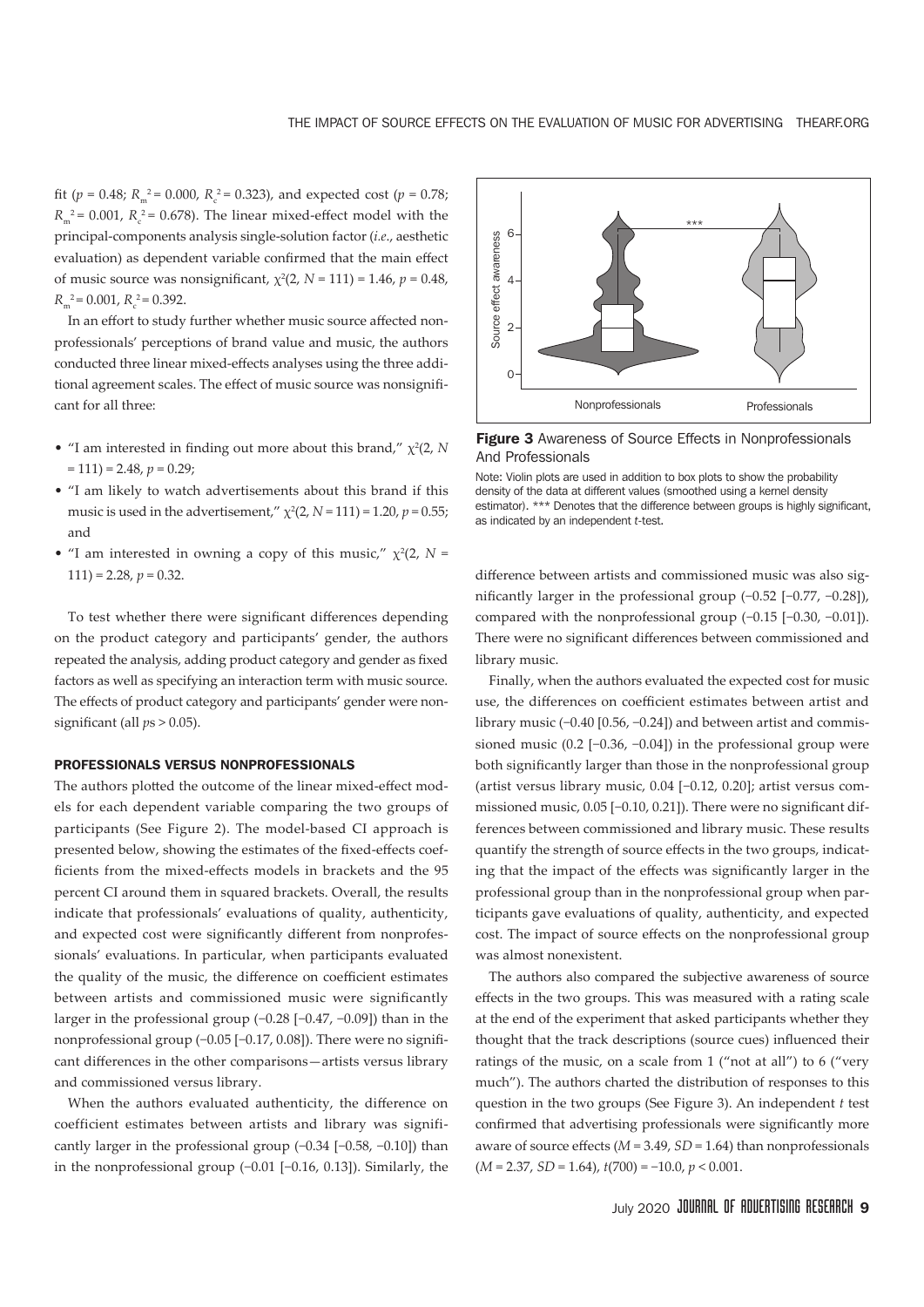fit ($p = 0.48$; $R_m^2 = 0.000$, $R_c^2 = 0.323$), and expected cost ($p = 0.78$; $R_m^2 = 0.001$, $R_c^2 = 0.678$). The linear mixed-effect model with the principal-components analysis single-solution factor (*i.e.*, aesthetic evaluation) as dependent variable confirmed that the main effect of music source was nonsignificant, $\chi^2(2, N = 111) = 1.46$, $p = 0.48$, $R_m^2 = 0.001$, $R_c^2 = 0.392$.

In an effort to study further whether music source affected nonprofessionals' perceptions of brand value and music, the authors conducted three linear mixed-effects analyses using the three additional agreement scales. The effect of music source was nonsignificant for all three:

- "I am interested in finding out more about this brand," $\chi^2(2, N = 111) = 2.48$, $p = 0.29$;
- "I am likely to watch advertisements about this brand if this music is used in the advertisement," $\chi^2(2, N = 111) = 1.20$, $p = 0.55$; and
- "I am interested in owning a copy of this music," $\chi^2(2, N = 111) = 2.28$, $p = 0.32$.

To test whether there were significant differences depending on the product category and participants' gender, the authors repeated the analysis, adding product category and gender as fixed factors as well as specifying an interaction term with music source. The effects of product category and participants' gender were nonsignificant (all $p$s $> 0.05$).

## PROFESSIONALS VERSUS NONPROFESSIONALS

The authors plotted the outcome of the linear mixed-effect models for each dependent variable comparing the two groups of participants (See Figure 2). The model-based CI approach is presented below, showing the estimates of the fixed-effects coefficients from the mixed-effects models in brackets and the 95 percent CI around them in squared brackets. Overall, the results indicate that professionals' evaluations of quality, authenticity, and expected cost were significantly different from nonprofessionals' evaluations. In particular, when participants evaluated the quality of the music, the difference on coefficient estimates between artists and commissioned music were significantly larger in the professional group (−0.28 [−0.47, −0.09]) than in the nonprofessional group (−0.05 [−0.17, 0.08]). There were no significant differences in the other comparisons—artists versus library and commissioned versus library.

When the authors evaluated authenticity, the difference on coefficient estimates between artists and library was significantly larger in the professional group (−0.34 [−0.58, −0.10]) than in the nonprofessional group (−0.01 [−0.16, 0.13]). Similarly, the difference between artists and commissioned music was also significantly larger in the professional group (−0.52 [−0.77, −0.28]), compared with the nonprofessional group (−0.15 [−0.30, −0.01]). There were no significant differences between commissioned and library music.

Finally, when the authors evaluated the expected cost for music use, the differences on coefficient estimates between artist and library music (−0.40 [0.56, −0.24]) and between artist and commissioned music (0.2 [−0.36, −0.04]) in the professional group were both significantly larger than those in the nonprofessional group (artist versus library music, 0.04 [−0.12, 0.20]; artist versus commissioned music, 0.05 [−0.10, 0.21]). There were no significant differences between commissioned and library music. These results quantify the strength of source effects in the two groups, indicating that the impact of the effects was significantly larger in the professional group than in the nonprofessional group when participants gave evaluations of quality, authenticity, and expected cost. The impact of source effects on the nonprofessional group was almost nonexistent.

**Figure 3** Awareness of Source Effects in Nonprofessionals And Professionals

Note: Violin plots are used in addition to box plots to show the probability density of the data at different values (smoothed using a kernel density estimator). *** Denotes that the difference between groups is highly significant, as indicated by an independent *t*-test.

The authors also compared the subjective awareness of source effects in the two groups. This was measured with a rating scale at the end of the experiment that asked participants whether they thought that the track descriptions (source cues) influenced their ratings of the music, on a scale from 1 ("not at all") to 6 ("very much"). The authors charted the distribution of responses to this question in the two groups (See Figure 3). An independent $t$ test confirmed that advertising professionals were significantly more aware of source effects ($M = 3.49$, $SD = 1.64$) than nonprofessionals ($M = 2.37$, $SD = 1.64$), $t(700) = -10.0$, $p < 0.001$.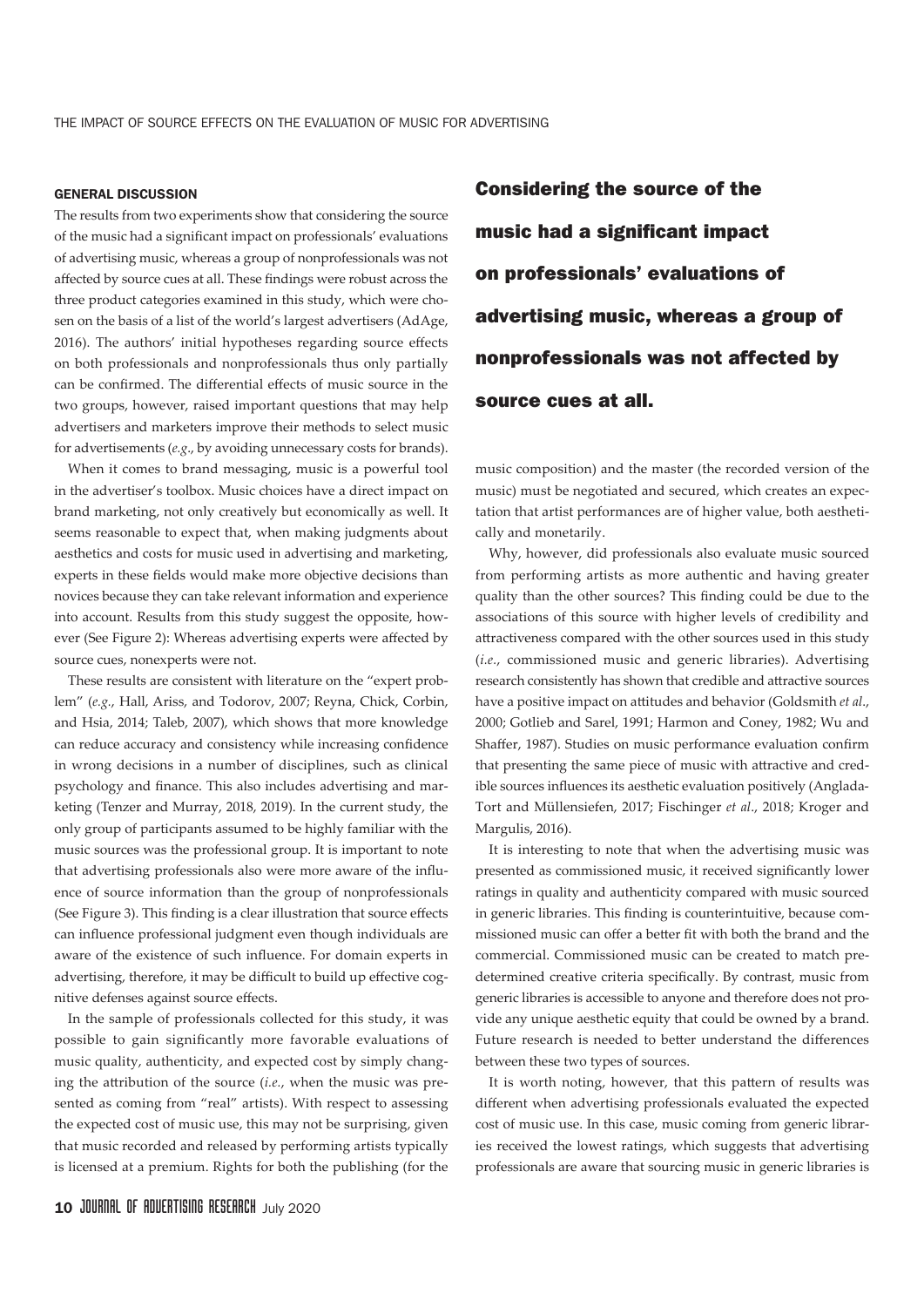## GENERAL DISCUSSION

The results from two experiments show that considering the source of the music had a significant impact on professionals' evaluations of advertising music, whereas a group of nonprofessionals was not affected by source cues at all. These findings were robust across the three product categories examined in this study, which were chosen on the basis of a list of the world's largest advertisers (AdAge, 2016). The authors' initial hypotheses regarding source effects on both professionals and nonprofessionals thus only partially can be confirmed. The differential effects of music source in the two groups, however, raised important questions that may help advertisers and marketers improve their methods to select music for advertisements (*e.g.*, by avoiding unnecessary costs for brands).

When it comes to brand messaging, music is a powerful tool in the advertiser's toolbox. Music choices have a direct impact on brand marketing, not only creatively but economically as well. It seems reasonable to expect that, when making judgments about aesthetics and costs for music used in advertising and marketing, experts in these fields would make more objective decisions than novices because they can take relevant information and experience into account. Results from this study suggest the opposite, however (See Figure 2): Whereas advertising experts were affected by source cues, nonexperts were not.

These results are consistent with literature on the "expert problem" (*e.g.*, Hall, Ariss, and Todorov, 2007; Reyna, Chick, Corbin, and Hsia, 2014; Taleb, 2007), which shows that more knowledge can reduce accuracy and consistency while increasing confidence in wrong decisions in a number of disciplines, such as clinical psychology and finance. This also includes advertising and marketing (Tenzer and Murray, 2018, 2019). In the current study, the only group of participants assumed to be highly familiar with the music sources was the professional group. It is important to note that advertising professionals also were more aware of the influence of source information than the group of nonprofessionals (See Figure 3). This finding is a clear illustration that source effects can influence professional judgment even though individuals are aware of the existence of such influence. For domain experts in advertising, therefore, it may be difficult to build up effective cognitive defenses against source effects.

In the sample of professionals collected for this study, it was possible to gain significantly more favorable evaluations of music quality, authenticity, and expected cost by simply changing the attribution of the source (*i.e.*, when the music was presented as coming from "real" artists). With respect to assessing the expected cost of music use, this may not be surprising, given that music recorded and released by performing artists typically is licensed at a premium. Rights for both the publishing (for the music composition) and the master (the recorded version of the music) must be negotiated and secured, which creates an expectation that artist performances are of higher value, both aesthetically and monetarily.

**Considering the source of the music had a significant impact on professionals' evaluations of advertising music, whereas a group of nonprofessionals was not affected by source cues at all.**

Why, however, did professionals also evaluate music sourced from performing artists as more authentic and having greater quality than the other sources? This finding could be due to the associations of this source with higher levels of credibility and attractiveness compared with the other sources used in this study (*i.e.*, commissioned music and generic libraries). Advertising research consistently has shown that credible and attractive sources have a positive impact on attitudes and behavior (Goldsmith *et al.*, 2000; Gotlieb and Sarel, 1991; Harmon and Coney, 1982; Wu and Shaffer, 1987). Studies on music performance evaluation confirm that presenting the same piece of music with attractive and credible sources influences its aesthetic evaluation positively (Anglada-Tort and Müllensiefen, 2017; Fischinger *et al.*, 2018; Kroger and Margulis, 2016).

It is interesting to note that when the advertising music was presented as commissioned music, it received significantly lower ratings in quality and authenticity compared with music sourced in generic libraries. This finding is counterintuitive, because commissioned music can offer a better fit with both the brand and the commercial. Commissioned music can be created to match predetermined creative criteria specifically. By contrast, music from generic libraries is accessible to anyone and therefore does not provide any unique aesthetic equity that could be owned by a brand. Future research is needed to better understand the differences between these two types of sources.

It is worth noting, however, that this pattern of results was different when advertising professionals evaluated the expected cost of music use. In this case, music coming from generic libraries received the lowest ratings, which suggests that advertising professionals are aware that sourcing music in generic libraries is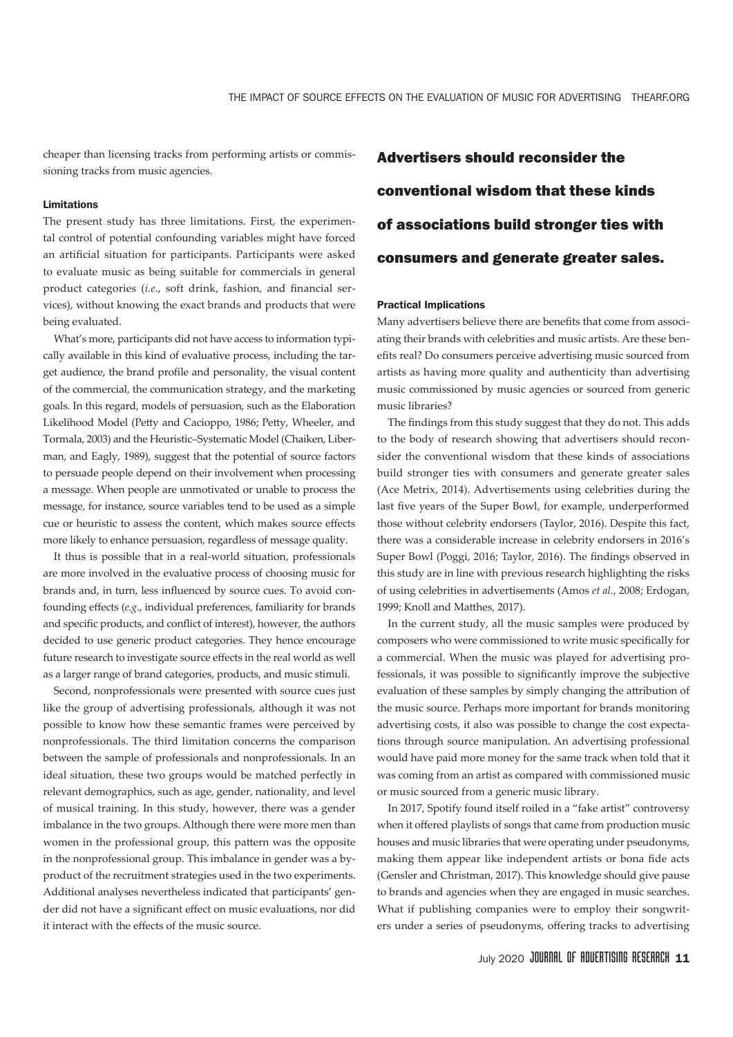cheaper than licensing tracks from performing artists or commissioning tracks from music agencies.

#### Limitations

The present study has three limitations. First, the experimental control of potential confounding variables might have forced an artificial situation for participants. Participants were asked to evaluate music as being suitable for commercials in general product categories (*i.e*., soft drink, fashion, and financial services), without knowing the exact brands and products that were being evaluated.

What's more, participants did not have access to information typically available in this kind of evaluative process, including the target audience, the brand profile and personality, the visual content of the commercial, the communication strategy, and the marketing goals. In this regard, models of persuasion, such as the Elaboration Likelihood Model (Petty and Cacioppo, 1986; Petty, Wheeler, and Tormala, 2003) and the Heuristic–Systematic Model (Chaiken, Liberman, and Eagly, 1989), suggest that the potential of source factors to persuade people depend on their involvement when processing a message. When people are unmotivated or unable to process the message, for instance, source variables tend to be used as a simple cue or heuristic to assess the content, which makes source effects more likely to enhance persuasion, regardless of message quality.

It thus is possible that in a real-world situation, professionals are more involved in the evaluative process of choosing music for brands and, in turn, less influenced by source cues. To avoid confounding effects (*e.g*., individual preferences, familiarity for brands and specific products, and conflict of interest), however, the authors decided to use generic product categories. They hence encourage future research to investigate source effects in the real world as well as a larger range of brand categories, products, and music stimuli.

Second, nonprofessionals were presented with source cues just like the group of advertising professionals, although it was not possible to know how these semantic frames were perceived by nonprofessionals. The third limitation concerns the comparison between the sample of professionals and nonprofessionals. In an ideal situation, these two groups would be matched perfectly in relevant demographics, such as age, gender, nationality, and level of musical training. In this study, however, there was a gender imbalance in the two groups. Although there were more men than women in the professional group, this pattern was the opposite in the nonprofessional group. This imbalance in gender was a byproduct of the recruitment strategies used in the two experiments. Additional analyses nevertheless indicated that participants' gender did not have a significant effect on music evaluations, nor did it interact with the effects of the music source.

**Advertisers should reconsider the conventional wisdom that these kinds of associations build stronger ties with consumers and generate greater sales.**

#### Practical Implications

Many advertisers believe there are benefits that come from associating their brands with celebrities and music artists. Are these benefits real? Do consumers perceive advertising music sourced from artists as having more quality and authenticity than advertising music commissioned by music agencies or sourced from generic music libraries?

The findings from this study suggest that they do not. This adds to the body of research showing that advertisers should reconsider the conventional wisdom that these kinds of associations build stronger ties with consumers and generate greater sales (Ace Metrix, 2014). Advertisements using celebrities during the last five years of the Super Bowl, for example, underperformed those without celebrity endorsers (Taylor, 2016). Despite this fact, there was a considerable increase in celebrity endorsers in 2016's Super Bowl (Poggi, 2016; Taylor, 2016). The findings observed in this study are in line with previous research highlighting the risks of using celebrities in advertisements (Amos *et al.*, 2008; Erdogan, 1999; Knoll and Matthes, 2017).

In the current study, all the music samples were produced by composers who were commissioned to write music specifically for a commercial. When the music was played for advertising professionals, it was possible to significantly improve the subjective evaluation of these samples by simply changing the attribution of the music source. Perhaps more important for brands monitoring advertising costs, it also was possible to change the cost expectations through source manipulation. An advertising professional would have paid more money for the same track when told that it was coming from an artist as compared with commissioned music or music sourced from a generic music library.

In 2017, Spotify found itself roiled in a "fake artist" controversy when it offered playlists of songs that came from production music houses and music libraries that were operating under pseudonyms, making them appear like independent artists or bona fide acts (Gensler and Christman, 2017). This knowledge should give pause to brands and agencies when they are engaged in music searches. What if publishing companies were to employ their songwriters under a series of pseudonyms, offering tracks to advertising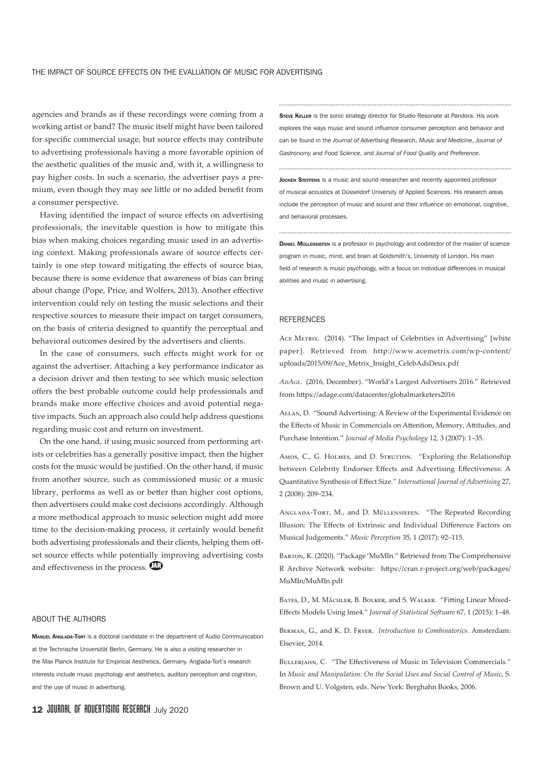agencies and brands as if these recordings were coming from a working artist or band? The music itself might have been tailored for specific commercial usage, but source effects may contribute to advertising professionals having a more favorable opinion of the aesthetic qualities of the music and, with it, a willingness to pay higher costs. In such a scenario, the advertiser pays a premium, even though they may see little or no added benefit from a consumer perspective.

Having identified the impact of source effects on advertising professionals, the inevitable question is how to mitigate this bias when making choices regarding music used in an advertising context. Making professionals aware of source effects certainly is one step toward mitigating the effects of source bias, because there is some evidence that awareness of bias can bring about change (Pope, Price, and Wolfers, 2013). Another effective intervention could rely on testing the music selections and their respective sources to measure their impact on target consumers, on the basis of criteria designed to quantify the perceptual and behavioral outcomes desired by the advertisers and clients.

In the case of consumers, such effects might work for or against the advertiser. Attaching a key performance indicator as a decision driver and then testing to see which music selection offers the best probable outcome could help professionals and brands make more effective choices and avoid potential negative impacts. Such an approach also could help address questions regarding music cost and return on investment.

On the one hand, if using music sourced from performing artists or celebrities has a generally positive impact, then the higher costs for the music would be justified. On the other hand, if music from another source, such as commissioned music or a music library, performs as well as or better than higher cost options, then advertisers could make cost decisions accordingly. Although a more methodical approach to music selection might add more time to the decision-making process, it certainly would benefit both advertising professionals and their clients, helping them offset source effects while potentially improving advertising costs and effectiveness in the process.

## ABOUT THE AUTHORS

**Manuel Anglada-Tort** is a doctoral candidate in the department of Audio Communication at the Technische Universität Berlin, Germany. He is also a visiting researcher in the Max Planck Institute for Empirical Aesthetics, Germany. Anglada-Tort's research interests include music psychology and aesthetics, auditory perception and cognition, and the use of music in advertising.

**Steve Keller** is the sonic strategy director for Studio Resonate at Pandora. His work explores the ways music and sound influence consumer perception and behavior and can be found in the *Journal of Advertising Research*, *Music and Medicine*, *Journal of Gastronomy and Food Science*, and *Journal of Food Quality and Preference*.

**Jochen Steffens** is a music and sound researcher and recently appointed professor of musical acoustics at Düsseldorf University of Applied Sciences. His research areas include the perception of music and sound and their influence on emotional, cognitive, and behavioral processes.

**Daniel Müllensiefen** is a professor in psychology and codirector of the master of science program in music, mind, and brain at Goldsmith's, University of London. His main field of research is music psychology, with a focus on individual differences in musical abilities and music in advertising.

## REFERENCES

Ace Metrix. (2014). "The Impact of Celebrities in Advertising" [white paper]. Retrieved from http://www.acemetrix.com/wp-content/uploads/2015/09/Ace_Metrix_Insight_CelebAdsDeux.pdf

*AdAge*. (2016, December). "World's Largest Advertisers 2016." Retrieved from https://adage.com/datacenter/globalmarketers2016

Allan, D. "Sound Advertising: A Review of the Experimental Evidence on the Effects of Music in Commercials on Attention, Memory, Attitudes, and Purchase Intention." *Journal of Media Psychology* 12, 3 (2007): 1–35.

Amos, C., G. Holmes, and D. Strutton. "Exploring the Relationship between Celebrity Endorser Effects and Advertising Effectiveness: A Quantitative Synthesis of Effect Size." *International Journal of Advertising* 27, 2 (2008): 209–234.

Anglada-Tort, M., and D. Müllensiefen. "The Repeated Recording Illusion: The Effects of Extrinsic and Individual Difference Factors on Musical Judgements." *Music Perception* 35, 1 (2017): 92–115.

Barton, K. (2020). "Package 'MuMIn." Retrieved from The Comprehensive R Archive Network website: https://cran.r-project.org/web/packages/MuMIn/MuMIn.pdf

Bates, D., M. Mächler, B. Bolker, and S. Walker. "Fitting Linear Mixed-Effects Models Using lme4." *Journal of Statistical Software* 67, 1 (2015): 1–48.

Berman, G., and K. D. Fryer. *Introduction to Combinatorics*. Amsterdam: Elsevier, 2014.

Bullerjahn, C. "The Effectiveness of Music in Television Commercials." In *Music and Manipulation: On the Social Uses and Social Control of Music*, S. Brown and U. Volgsten, eds. New York: Berghahn Books, 2006.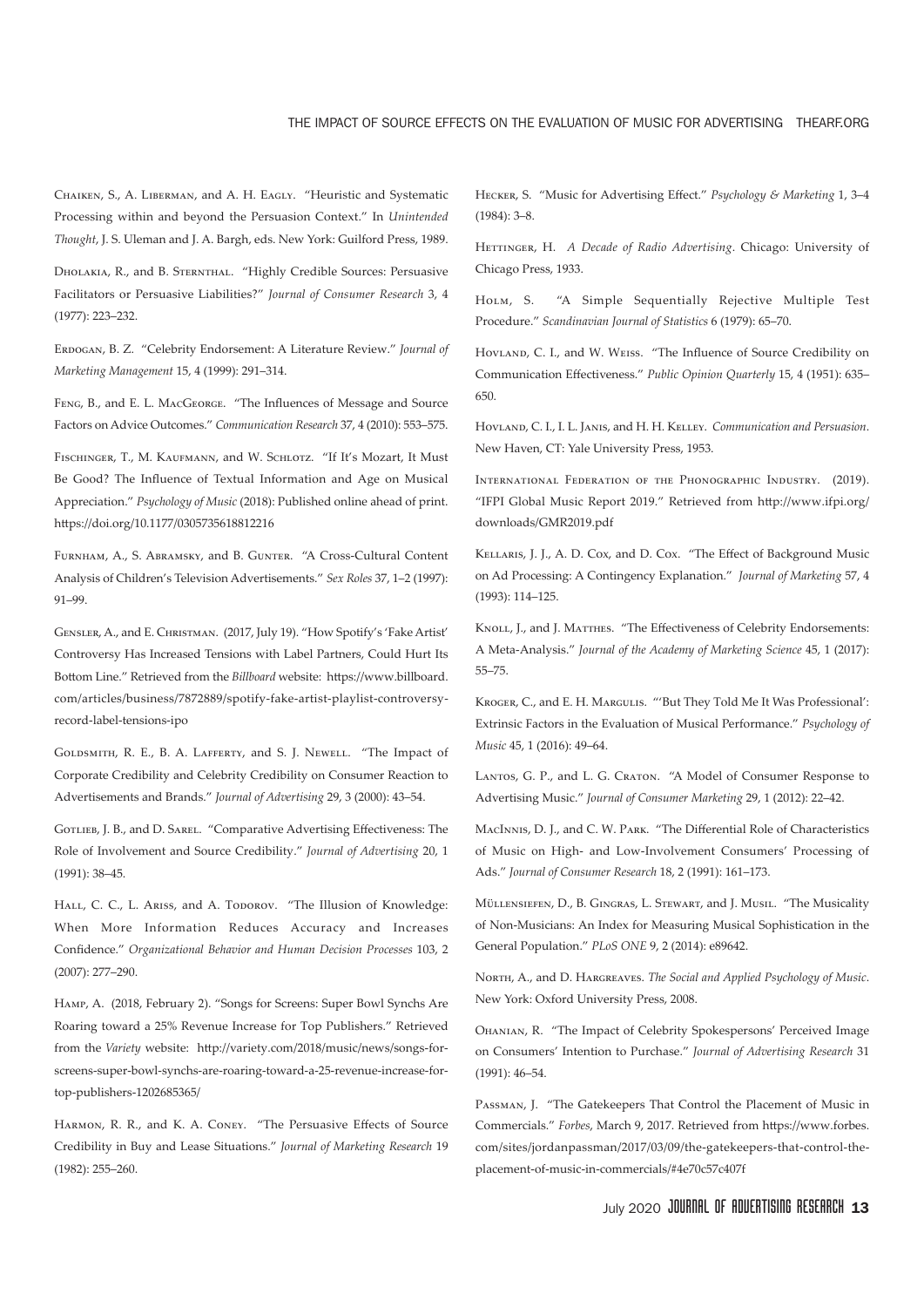Chaiken, S., A. Liberman, and A. H. Eagly. "Heuristic and Systematic Processing within and beyond the Persuasion Context." In *Unintended Thought*, J. S. Uleman and J. A. Bargh, eds. New York: Guilford Press, 1989.

Dholakia, R., and B. Sternthal. "Highly Credible Sources: Persuasive Facilitators or Persuasive Liabilities?" *Journal of Consumer Research* 3, 4 (1977): 223–232.

Erdogan, B. Z. "Celebrity Endorsement: A Literature Review." *Journal of Marketing Management* 15, 4 (1999): 291–314.

Feng, B., and E. L. MacGeorge. "The Influences of Message and Source Factors on Advice Outcomes." *Communication Research* 37, 4 (2010): 553–575.

Fischinger, T., M. Kaufmann, and W. Schlotz. "If It's Mozart, It Must Be Good? The Influence of Textual Information and Age on Musical Appreciation." *Psychology of Music* (2018): Published online ahead of print. https://doi.org/10.1177/0305735618812216

Furnham, A., S. Abramsky, and B. Gunter. "A Cross-Cultural Content Analysis of Children's Television Advertisements." *Sex Roles* 37, 1–2 (1997): 91–99.

Gensler, A., and E. Christman. (2017, July 19). "How Spotify's 'Fake Artist' Controversy Has Increased Tensions with Label Partners, Could Hurt Its Bottom Line." Retrieved from the *Billboard* website: https://www.billboard.com/articles/business/7872889/spotify-fake-artist-playlist-controversy-record-label-tensions-ipo

Goldsmith, R. E., B. A. Lafferty, and S. J. Newell. "The Impact of Corporate Credibility and Celebrity Credibility on Consumer Reaction to Advertisements and Brands." *Journal of Advertising* 29, 3 (2000): 43–54.

Gotlieb, J. B., and D. Sarel. "Comparative Advertising Effectiveness: The Role of Involvement and Source Credibility." *Journal of Advertising* 20, 1 (1991): 38–45.

Hall, C. C., L. Ariss, and A. Todorov. "The Illusion of Knowledge: When More Information Reduces Accuracy and Increases Confidence." *Organizational Behavior and Human Decision Processes* 103, 2 (2007): 277–290.

Hamp, A. (2018, February 2). "Songs for Screens: Super Bowl Synchs Are Roaring toward a 25% Revenue Increase for Top Publishers." Retrieved from the *Variety* website: http://variety.com/2018/music/news/songs-for-screens-super-bowl-synchs-are-roaring-toward-a-25-revenue-increase-for-top-publishers-1202685365/

Harmon, R. R., and K. A. Coney. "The Persuasive Effects of Source Credibility in Buy and Lease Situations." *Journal of Marketing Research* 19 (1982): 255–260.

Hecker, S. "Music for Advertising Effect." *Psychology & Marketing* 1, 3–4 (1984): 3–8.

Hettinger, H. *A Decade of Radio Advertising*. Chicago: University of Chicago Press, 1933.

Holm, S. "A Simple Sequentially Rejective Multiple Test Procedure." *Scandinavian Journal of Statistics* 6 (1979): 65–70.

Hovland, C. I., and W. Weiss. "The Influence of Source Credibility on Communication Effectiveness." *Public Opinion Quarterly* 15, 4 (1951): 635–650.

Hovland, C. I., I. L. Janis, and H. H. Kelley. *Communication and Persuasion*. New Haven, CT: Yale University Press, 1953.

International Federation of the Phonographic Industry. (2019). "IFPI Global Music Report 2019." Retrieved from http://www.ifpi.org/downloads/GMR2019.pdf

Kellaris, J. J., A. D. Cox, and D. Cox. "The Effect of Background Music on Ad Processing: A Contingency Explanation." *Journal of Marketing* 57, 4 (1993): 114–125.

Knoll, J., and J. Matthes. "The Effectiveness of Celebrity Endorsements: A Meta-Analysis." *Journal of the Academy of Marketing Science* 45, 1 (2017): 55–75.

Kroger, C., and E. H. Margulis. "'But They Told Me It Was Professional': Extrinsic Factors in the Evaluation of Musical Performance." *Psychology of Music* 45, 1 (2016): 49–64.

Lantos, G. P., and L. G. Craton. "A Model of Consumer Response to Advertising Music." *Journal of Consumer Marketing* 29, 1 (2012): 22–42.

MacInnis, D. J., and C. W. Park. "The Differential Role of Characteristics of Music on High- and Low-Involvement Consumers' Processing of Ads." *Journal of Consumer Research* 18, 2 (1991): 161–173.

Müllensiefen, D., B. Gingras, L. Stewart, and J. Musil. "The Musicality of Non-Musicians: An Index for Measuring Musical Sophistication in the General Population." *PLoS ONE* 9, 2 (2014): e89642.

North, A., and D. Hargreaves. *The Social and Applied Psychology of Music*. New York: Oxford University Press, 2008.

Ohanian, R. "The Impact of Celebrity Spokespersons' Perceived Image on Consumers' Intention to Purchase." *Journal of Advertising Research* 31 (1991): 46–54.

Passman, J. "The Gatekeepers That Control the Placement of Music in Commercials." *Forbes*, March 9, 2017. Retrieved from https://www.forbes.com/sites/jordanpassman/2017/03/09/the-gatekeepers-that-control-the-placement-of-music-in-commercials/#4e70c57c407f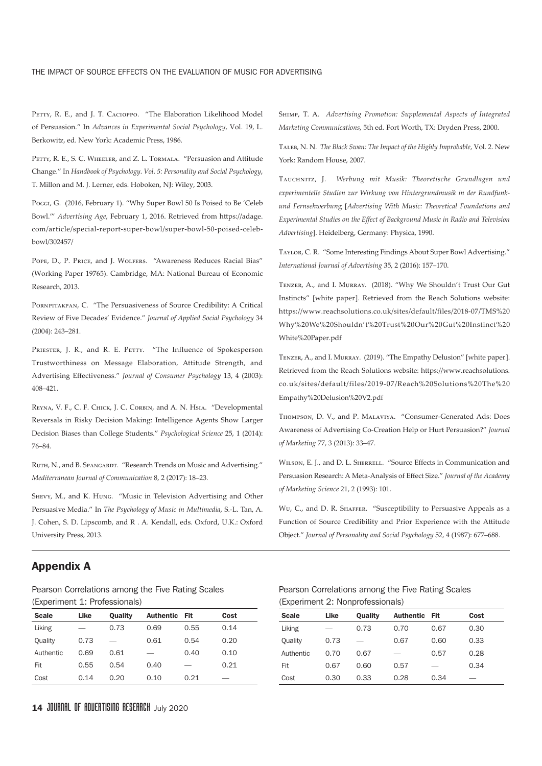Petty, R. E., and J. T. Cacioppo. "The Elaboration Likelihood Model of Persuasion." In *Advances in Experimental Social Psychology*, Vol. 19, L. Berkowitz, ed. New York: Academic Press, 1986.

Petty, R. E., S. C. Wheeler, and Z. L. Tormala. "Persuasion and Attitude Change." In *Handbook of Psychology. Vol. 5: Personality and Social Psychology*, T. Millon and M. J. Lerner, eds. Hoboken, NJ: Wiley, 2003.

Poggi, G. (2016, February 1). "Why Super Bowl 50 Is Poised to Be 'Celeb Bowl.'" *Advertising Age*, February 1, 2016. Retrieved from https://adage.com/article/special-report-super-bowl/super-bowl-50-poised-celeb-bowl/302457/

Pope, D., P. Price, and J. Wolfers. "Awareness Reduces Racial Bias" (Working Paper 19765). Cambridge, MA: National Bureau of Economic Research, 2013.

Pornpitakpan, C. "The Persuasiveness of Source Credibility: A Critical Review of Five Decades' Evidence." *Journal of Applied Social Psychology* 34 (2004): 243–281.

Priester, J. R., and R. E. Petty. "The Influence of Spokesperson Trustworthiness on Message Elaboration, Attitude Strength, and Advertising Effectiveness." *Journal of Consumer Psychology* 13, 4 (2003): 408–421.

Reyna, V. F., C. F. Chick, J. C. Corbin, and A. N. Hsia. "Developmental Reversals in Risky Decision Making: Intelligence Agents Show Larger Decision Biases than College Students." *Psychological Science* 25, 1 (2014): 76–84.

Ruth, N., and B. Spangardt. "Research Trends on Music and Advertising." *Mediterranean Journal of Communication* 8, 2 (2017): 18–23.

Shevy, M., and K. Hung. "Music in Television Advertising and Other Persuasive Media." In *The Psychology of Music in Multimedia*, S.-L. Tan, A. J. Cohen, S. D. Lipscomb, and R . A. Kendall, eds. Oxford, U.K.: Oxford University Press, 2013.

Shimp, T. A. *Advertising Promotion: Supplemental Aspects of Integrated Marketing Communications*, 5th ed. Fort Worth, TX: Dryden Press, 2000.

Taleb, N. N. *The Black Swan: The Impact of the Highly Improbable*, Vol. 2. New York: Random House, 2007.

Tauchnitz, J. *Werbung mit Musik: Theoretische Grundlagen und experimentelle Studien zur Wirkung von Hintergrundmusik in der Rundfunk- und Fernsehwerbung* [*Advertising With Music: Theoretical Foundations and Experimental Studies on the Effect of Background Music in Radio and Television Advertising*]. Heidelberg, Germany: Physica, 1990.

Taylor, C. R. "Some Interesting Findings About Super Bowl Advertising." *International Journal of Advertising* 35, 2 (2016): 157–170.

Tenzer, A., and I. Murray. (2018). "Why We Shouldn't Trust Our Gut Instincts" [white paper]. Retrieved from the Reach Solutions website: https://www.reachsolutions.co.uk/sites/default/files/2018-07/TMS%20Why%20We%20Shouldn't%20Trust%20Our%20Gut%20Instinct%20White%20Paper.pdf

Tenzer, A., and I. Murray. (2019). "The Empathy Delusion" [white paper]. Retrieved from the Reach Solutions website: https://www.reachsolutions.co.uk/sites/default/files/2019-07/Reach%20Solutions%20The%20Empathy%20Delusion%20V2.pdf

Thompson, D. V., and P. Malaviya. "Consumer-Generated Ads: Does Awareness of Advertising Co-Creation Help or Hurt Persuasion?" *Journal of Marketing* 77, 3 (2013): 33–47.

Wilson, E. J., and D. L. Sherrell. "Source Effects in Communication and Persuasion Research: A Meta-Analysis of Effect Size." *Journal of the Academy of Marketing Science* 21, 2 (1993): 101.

Wu, C., and D. R. Shaffer. "Susceptibility to Persuasive Appeals as a Function of Source Credibility and Prior Experience with the Attitude Object." *Journal of Personality and Social Psychology* 52, 4 (1987): 677–688.

## Appendix A

Pearson Correlations among the Five Rating Scales (Experiment 1: Professionals)

| Scale | Like | Quality | Authentic | Fit | Cost |
|---|---|---|---|---|---|
| Liking | — | 0.73 | 0.69 | 0.55 | 0.14 |
| Quality | 0.73 | — | 0.61 | 0.54 | 0.20 |
| Authentic | 0.69 | 0.61 | — | 0.40 | 0.10 |
| Fit | 0.55 | 0.54 | 0.40 | — | 0.21 |
| Cost | 0.14 | 0.20 | 0.10 | 0.21 | — |

Pearson Correlations among the Five Rating Scales (Experiment 2: Nonprofessionals)

| Scale | Like | Quality | Authentic | Fit | Cost |
|---|---|---|---|---|---|
| Liking | — | 0.73 | 0.70 | 0.67 | 0.30 |
| Quality | 0.73 | — | 0.67 | 0.60 | 0.33 |
| Authentic | 0.70 | 0.67 | — | 0.57 | 0.28 |
| Fit | 0.67 | 0.60 | 0.57 | — | 0.34 |
| Cost | 0.30 | 0.33 | 0.28 | 0.34 | — |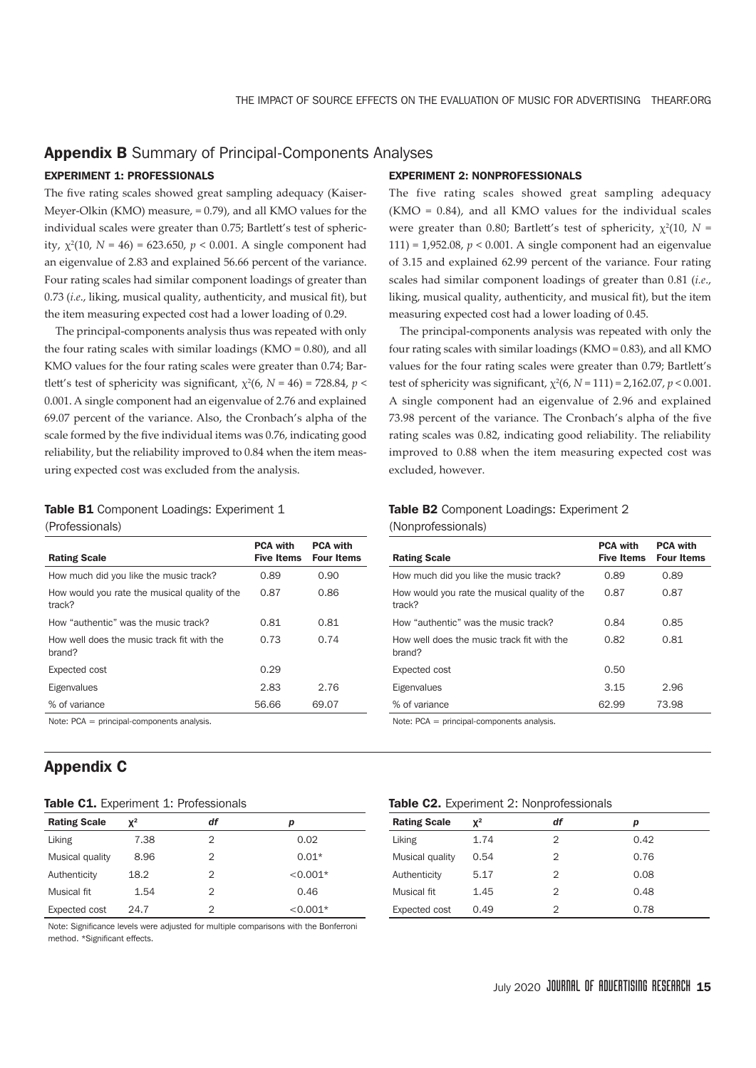## Appendix B Summary of Principal-Components Analyses

### EXPERIMENT 1: PROFESSIONALS

The five rating scales showed great sampling adequacy (Kaiser-Meyer-Olkin (KMO) measure, = 0.79), and all KMO values for the individual scales were greater than 0.75; Bartlett's test of sphericity, $\chi^2(10, N = 46) = 623.650$, $p < 0.001$. A single component had an eigenvalue of 2.83 and explained 56.66 percent of the variance. Four rating scales had similar component loadings of greater than 0.73 (*i.e.*, liking, musical quality, authenticity, and musical fit), but the item measuring expected cost had a lower loading of 0.29.

The principal-components analysis thus was repeated with only the four rating scales with similar loadings (KMO = 0.80), and all KMO values for the four rating scales were greater than 0.74; Bartlett's test of sphericity was significant, $\chi^2(6, N = 46) = 728.84$, $p < 0.001$. A single component had an eigenvalue of 2.76 and explained 69.07 percent of the variance. Also, the Cronbach's alpha of the scale formed by the five individual items was 0.76, indicating good reliability, but the reliability improved to 0.84 when the item measuring expected cost was excluded from the analysis.

**Table B1** Component Loadings: Experiment 1 (Professionals)

| Rating Scale | PCA with Five Items | PCA with Four Items |
|---|---|---|
| How much did you like the music track? | 0.89 | 0.90 |
| How would you rate the musical quality of the track? | 0.87 | 0.86 |
| How "authentic" was the music track? | 0.81 | 0.81 |
| How well does the music track fit with the brand? | 0.73 | 0.74 |
| Expected cost | 0.29 | |
| Eigenvalues | 2.83 | 2.76 |
| % of variance | 56.66 | 69.07 |

Note: PCA = principal-components analysis.

### EXPERIMENT 2: NONPROFESSIONALS

The five rating scales showed great sampling adequacy (KMO = 0.84), and all KMO values for the individual scales were greater than 0.80; Bartlett's test of sphericity, $\chi^2(10, N = 111) = 1{,}952.08$, $p < 0.001$. A single component had an eigenvalue of 3.15 and explained 62.99 percent of the variance. Four rating scales had similar component loadings of greater than 0.81 (*i.e.*, liking, musical quality, authenticity, and musical fit), but the item measuring expected cost had a lower loading of 0.45.

The principal-components analysis was repeated with only the four rating scales with similar loadings (KMO = 0.83), and all KMO values for the four rating scales were greater than 0.79; Bartlett's test of sphericity was significant, $\chi^2(6, N = 111) = 2{,}162.07$, $p < 0.001$. A single component had an eigenvalue of 2.96 and explained 73.98 percent of the variance. The Cronbach's alpha of the five rating scales was 0.82, indicating good reliability. The reliability improved to 0.88 when the item measuring expected cost was excluded, however.

**Table B2** Component Loadings: Experiment 2 (Nonprofessionals)

| Rating Scale | PCA with Five Items | PCA with Four Items |
|---|---|---|
| How much did you like the music track? | 0.89 | 0.89 |
| How would you rate the musical quality of the track? | 0.87 | 0.87 |
| How "authentic" was the music track? | 0.84 | 0.85 |
| How well does the music track fit with the brand? | 0.82 | 0.81 |
| Expected cost | 0.50 | |
| Eigenvalues | 3.15 | 2.96 |
| % of variance | 62.99 | 73.98 |

Note: PCA = principal-components analysis.

## Appendix C

**Table C1.** Experiment 1: Professionals

| Rating Scale | $\chi^2$ | *df* | *p* |
|---|---|---|---|
| Liking | 7.38 | 2 | 0.02 |
| Musical quality | 8.96 | 2 | 0.01* |
| Authenticity | 18.2 | 2 | <0.001* |
| Musical fit | 1.54 | 2 | 0.46 |
| Expected cost | 24.7 | 2 | <0.001* |

Note: Significance levels were adjusted for multiple comparisons with the Bonferroni method. *Significant effects.

**Table C2.** Experiment 2: Nonprofessionals

| Rating Scale | $\chi^2$ | *df* | *p* |
|---|---|---|---|
| Liking | 1.74 | 2 | 0.42 |
| Musical quality | 0.54 | 2 | 0.76 |
| Authenticity | 5.17 | 2 | 0.08 |
| Musical fit | 1.45 | 2 | 0.48 |
| Expected cost | 0.49 | 2 | 0.78 |